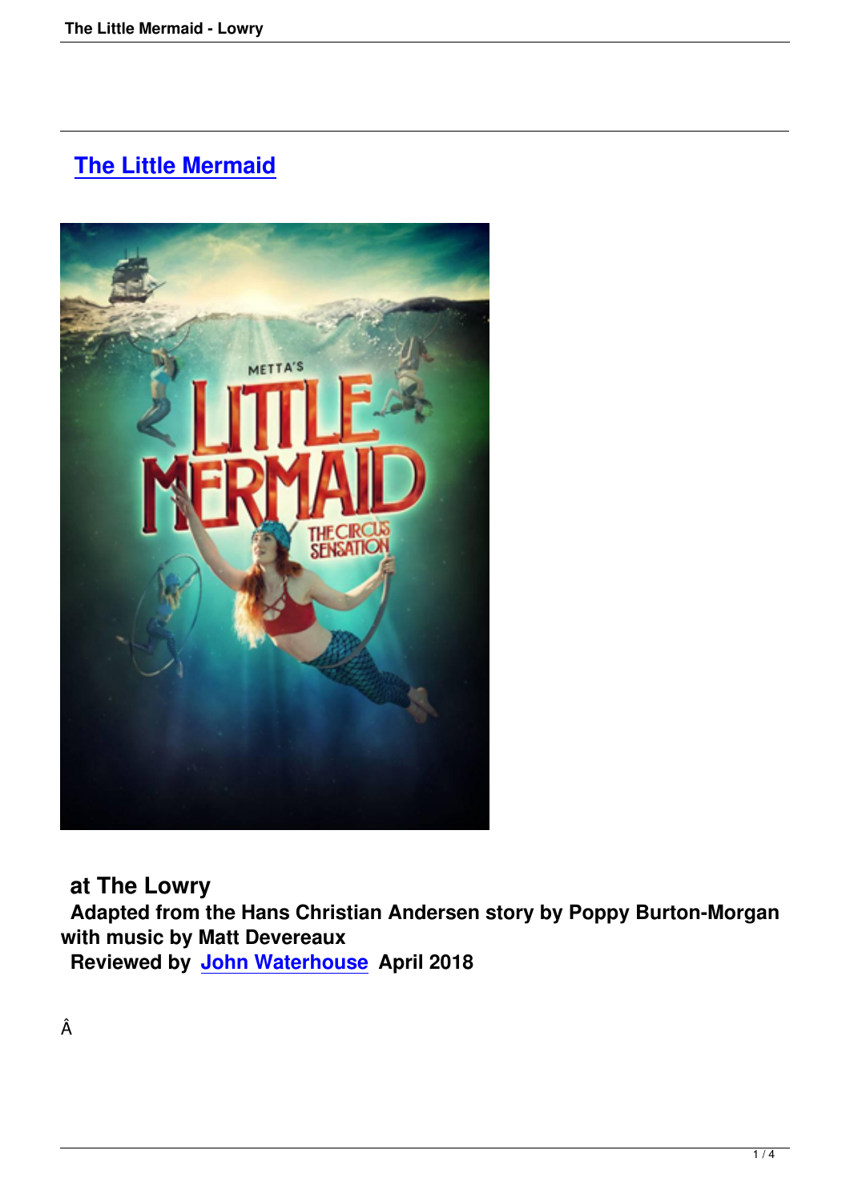# The Little Mermaid

**at The Lowry**

**Adapted from the Hans Christian Andersen story by Poppy Burton-Morgan with music by Matt Devereaux**

**Reviewed by John Waterhouse April 2018**

Â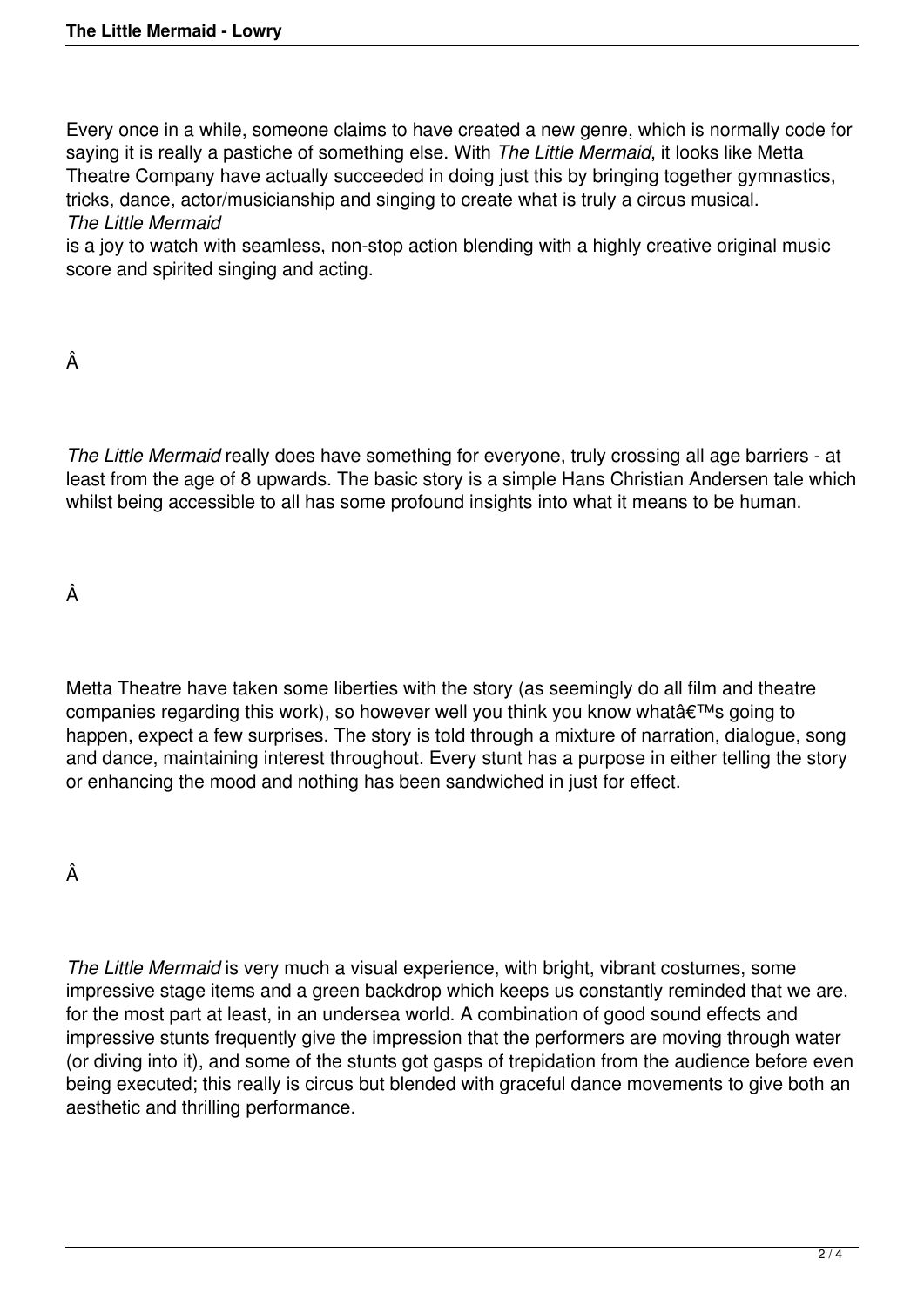Every once in a while, someone claims to have created a new genre, which is normally code for saying it is really a pastiche of something else. With *The Little Mermaid*, it looks like Metta Theatre Company have actually succeeded in doing just this by bringing together gymnastics, tricks, dance, actor/musicianship and singing to create what is truly a circus musical. *The Little Mermaid* is a joy to watch with seamless, non-stop action blending with a highly creative original music score and spirited singing and acting.

Â

*The Little Mermaid* really does have something for everyone, truly crossing all age barriers - at least from the age of 8 upwards. The basic story is a simple Hans Christian Andersen tale which whilst being accessible to all has some profound insights into what it means to be human.

Â

Metta Theatre have taken some liberties with the story (as seemingly do all film and theatre companies regarding this work), so however well you think you know whatâ€™s going to happen, expect a few surprises. The story is told through a mixture of narration, dialogue, song and dance, maintaining interest throughout. Every stunt has a purpose in either telling the story or enhancing the mood and nothing has been sandwiched in just for effect.

Â

*The Little Mermaid* is very much a visual experience, with bright, vibrant costumes, some impressive stage items and a green backdrop which keeps us constantly reminded that we are, for the most part at least, in an undersea world. A combination of good sound effects and impressive stunts frequently give the impression that the performers are moving through water (or diving into it), and some of the stunts got gasps of trepidation from the audience before even being executed; this really is circus but blended with graceful dance movements to give both an aesthetic and thrilling performance.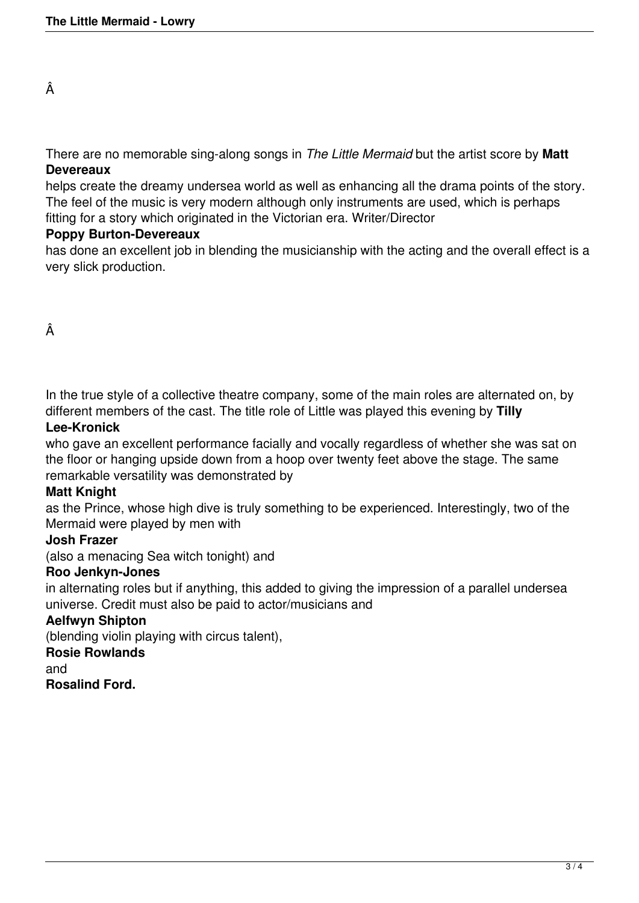Â

There are no memorable sing-along songs in *The Little Mermaid* but the artist score by **Matt Devereaux** helps create the dreamy undersea world as well as enhancing all the drama points of the story. The feel of the music is very modern although only instruments are used, which is perhaps fitting for a story which originated in the Victorian era. Writer/Director **Poppy Burton-Devereaux** has done an excellent job in blending the musicianship with the acting and the overall effect is a very slick production.

Â

In the true style of a collective theatre company, some of the main roles are alternated on, by different members of the cast. The title role of Little was played this evening by **Tilly Lee-Kronick** who gave an excellent performance facially and vocally regardless of whether she was sat on the floor or hanging upside down from a hoop over twenty feet above the stage. The same remarkable versatility was demonstrated by **Matt Knight** as the Prince, whose high dive is truly something to be experienced. Interestingly, two of the Mermaid were played by men with **Josh Frazer** (also a menacing Sea witch tonight) and **Roo Jenkyn-Jones** in alternating roles but if anything, this added to giving the impression of a parallel undersea universe. Credit must also be paid to actor/musicians and **Aelfwyn Shipton** (blending violin playing with circus talent), **Rosie Rowlands** and **Rosalind Ford.**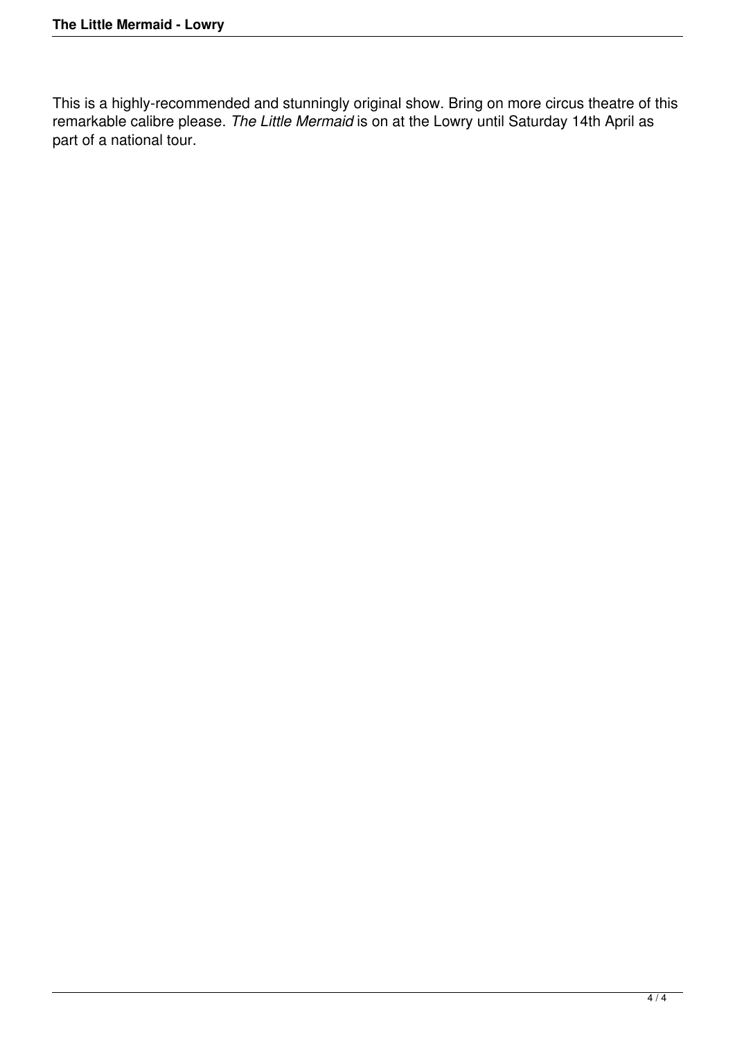This is a highly-recommended and stunningly original show. Bring on more circus theatre of this remarkable calibre please. *The Little Mermaid* is on at the Lowry until Saturday 14th April as part of a national tour.